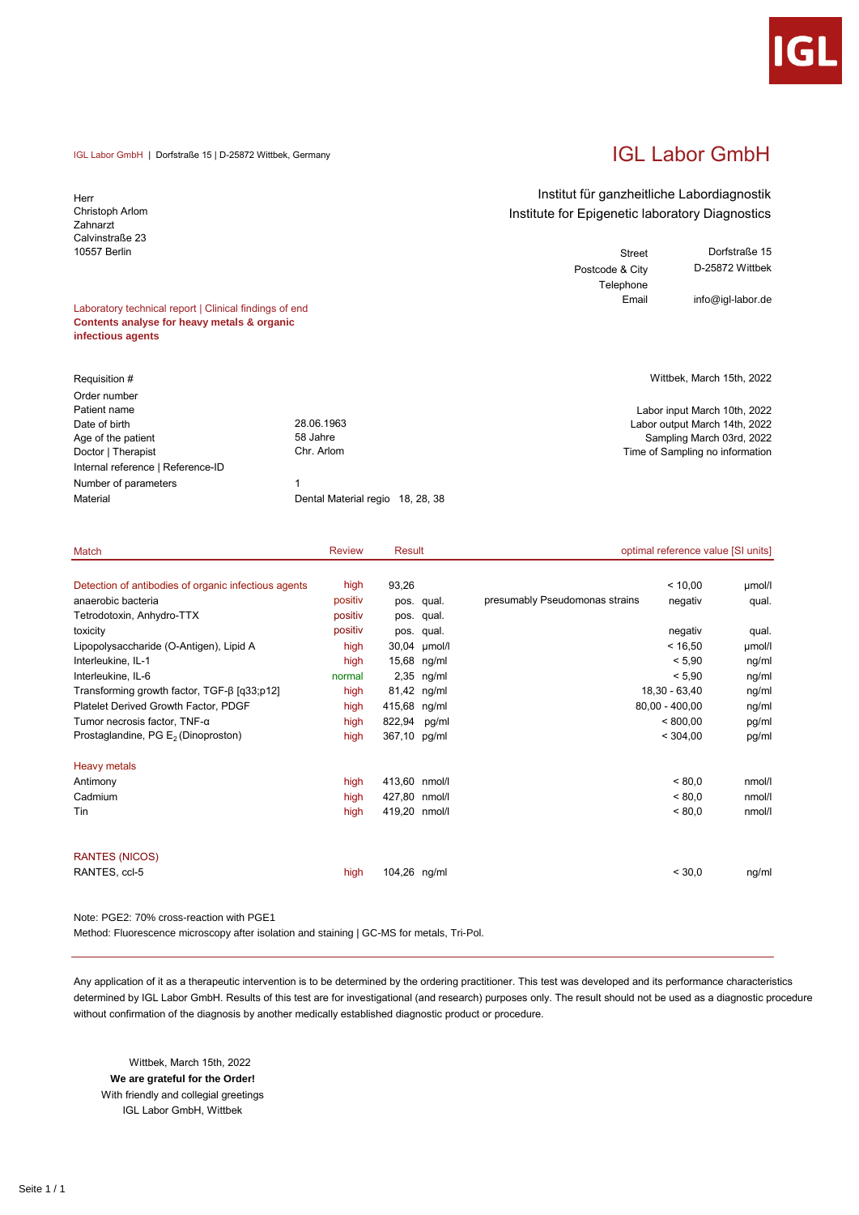IGL Labor GmbH | Dorfstraße 15 | D-25872 Wittbek, Germany

# IGL Labor GmbH

Institut für ganzheitliche Labordiagnostik
Institute for Epigenetic laboratory Diagnostics

| | |
|---|---|
| Street | Dorfstraße 15 |
| Postcode & City | D-25872 Wittbek |
| Telephone | |
| Email | info@igl-labor.de |

Herr
Christoph Arlom
Zahnarzt
Calvinstraße 23
10557 Berlin

Laboratory technical report | Clinical findings of end
**Contents analyse for heavy metals & organic infectious agents**

Wittbek, March 15th, 2022

| | |
|---|---|
| Requisition # | |
| Order number | |
| Patient name | |
| Date of birth | 28.06.1963 |
| Age of the patient | 58 Jahre |
| Doctor \| Therapist | Chr. Arlom |
| Internal reference \| Reference-ID | |
| Number of parameters | 1 |
| Material | Dental Material regio 18, 28, 38 |

Labor input March 10th, 2022
Labor output March 14th, 2022
Sampling March 03rd, 2022
Time of Sampling no information

| Match | Review | Result | | | optimal reference value [SI units] | |
|---|---|---|---|---|---|---|
| Detection of antibodies of organic infectious agents | high | 93,26 | | | < 10,00 | µmol/l |
| anaerobic bacteria | positiv | pos. | qual. | presumably Pseudomonas strains | negativ | qual. |
| Tetrodotoxin, Anhydro-TTX | positiv | pos. | qual. | | | |
| toxicity | positiv | pos. | qual. | | negativ | qual. |
| Lipopolysaccharide (O-Antigen), Lipid A | high | 30,04 | µmol/l | | < 16,50 | µmol/l |
| Interleukine, IL-1 | high | 15,68 | ng/ml | | < 5,90 | ng/ml |
| Interleukine, IL-6 | normal | 2,35 | ng/ml | | < 5,90 | ng/ml |
| Transforming growth factor, TGF-β [q33;p12] | high | 81,42 | ng/ml | | 18,30 - 63,40 | ng/ml |
| Platelet Derived Growth Factor, PDGF | high | 415,68 | ng/ml | | 80,00 - 400,00 | ng/ml |
| Tumor necrosis factor, TNF-α | high | 822,94 | pg/ml | | < 800,00 | pg/ml |
| Prostaglandine, PG $E_2$ (Dinoproston) | high | 367,10 | pg/ml | | < 304,00 | pg/ml |
| Heavy metals | | | | | | |
| Antimony | high | 413,60 | nmol/l | | < 80,0 | nmol/l |
| Cadmium | high | 427,80 | nmol/l | | < 80,0 | nmol/l |
| Tin | high | 419,20 | nmol/l | | < 80,0 | nmol/l |
| RANTES (NICOS) | | | | | | |
| RANTES, ccl-5 | high | 104,26 | ng/ml | | < 30,0 | ng/ml |

Note: PGE2: 70% cross-reaction with PGE1
Method: Fluorescence microscopy after isolation and staining | GC-MS for metals, Tri-Pol.

---

Any application of it as a therapeutic intervention is to be determined by the ordering practitioner. This test was developed and its performance characteristics determined by IGL Labor GmbH. Results of this test are for investigational (and research) purposes only. The result should not be used as a diagnostic procedure without confirmation of the diagnosis by another medically established diagnostic product or procedure.

Wittbek, March 15th, 2022
**We are grateful for the Order!**
With friendly and collegial greetings
IGL Labor GmbH, Wittbek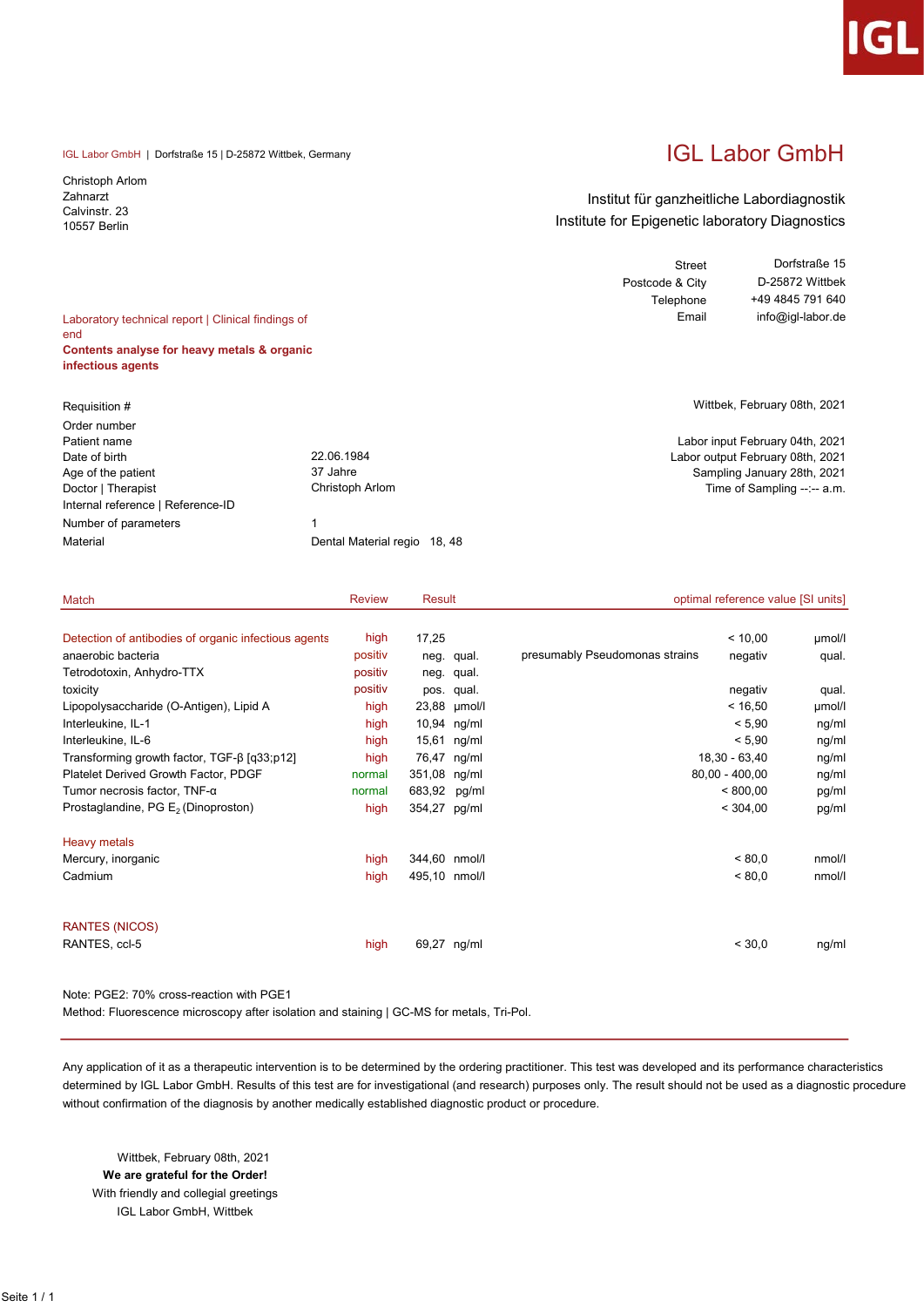IGL

IGL Labor GmbH | Dorfstraße 15 | D-25872 Wittbek, Germany

Christoph Arlom
Zahnarzt
Calvinstr. 23
10557 Berlin

# IGL Labor GmbH

Institut für ganzheitliche Labordiagnostik
Institute for Epigenetic laboratory Diagnostics

| | |
|---|---|
| Street | Dorfstraße 15 |
| Postcode & City | D-25872 Wittbek |
| Telephone | +49 4845 791 640 |
| Email | info@igl-labor.de |

Laboratory technical report | Clinical findings of end

**Contents analyse for heavy metals & organic infectious agents**

Wittbek, February 08th, 2021

| | |
|---|---|
| Requisition # | |
| Order number | |
| Patient name | |
| Date of birth | 22.06.1984 |
| Age of the patient | 37 Jahre |
| Doctor \| Therapist | Christoph Arlom |
| Internal reference \| Reference-ID | |
| Number of parameters | 1 |
| Material | Dental Material regio 18, 48 |

Labor input February 04th, 2021
Labor output February 08th, 2021
Sampling January 28th, 2021
Time of Sampling --:-- a.m.

| Match | Review | Result | | | optimal reference value [SI units] | |
|---|---|---|---|---|---|---|
| Detection of antibodies of organic infectious agents | high | 17,25 | | | < 10,00 | µmol/l |
| anaerobic bacteria | positiv | neg. | qual. | presumably Pseudomonas strains | negativ | qual. |
| Tetrodotoxin, Anhydro-TTX | positiv | neg. | qual. | | | |
| toxicity | positiv | pos. | qual. | | negativ | qual. |
| Lipopolysaccharide (O-Antigen), Lipid A | high | 23,88 | µmol/l | | < 16,50 | µmol/l |
| Interleukine, IL-1 | high | 10,94 | ng/ml | | < 5,90 | ng/ml |
| Interleukine, IL-6 | high | 15,61 | ng/ml | | < 5,90 | ng/ml |
| Transforming growth factor, TGF-β [q33;p12] | high | 76,47 | ng/ml | | 18,30 - 63,40 | ng/ml |
| Platelet Derived Growth Factor, PDGF | normal | 351,08 | ng/ml | | 80,00 - 400,00 | ng/ml |
| Tumor necrosis factor, TNF-α | normal | 683,92 | pg/ml | | < 800,00 | pg/ml |
| Prostaglandine, PG $E_2$ (Dinoproston) | high | 354,27 | pg/ml | | < 304,00 | pg/ml |
| Heavy metals | | | | | | |
| Mercury, inorganic | high | 344,60 | nmol/l | | < 80,0 | nmol/l |
| Cadmium | high | 495,10 | nmol/l | | < 80,0 | nmol/l |
| RANTES (NICOS) | | | | | | |
| RANTES, ccl-5 | high | 69,27 | ng/ml | | < 30,0 | ng/ml |

Note: PGE2: 70% cross-reaction with PGE1
Method: Fluorescence microscopy after isolation and staining | GC-MS for metals, Tri-Pol.

Any application of it as a therapeutic intervention is to be determined by the ordering practitioner. This test was developed and its performance characteristics determined by IGL Labor GmbH. Results of this test are for investigational (and research) purposes only. The result should not be used as a diagnostic procedure without confirmation of the diagnosis by another medically established diagnostic product or procedure.

Wittbek, February 08th, 2021
**We are grateful for the Order!**
With friendly and collegial greetings
IGL Labor GmbH, Wittbek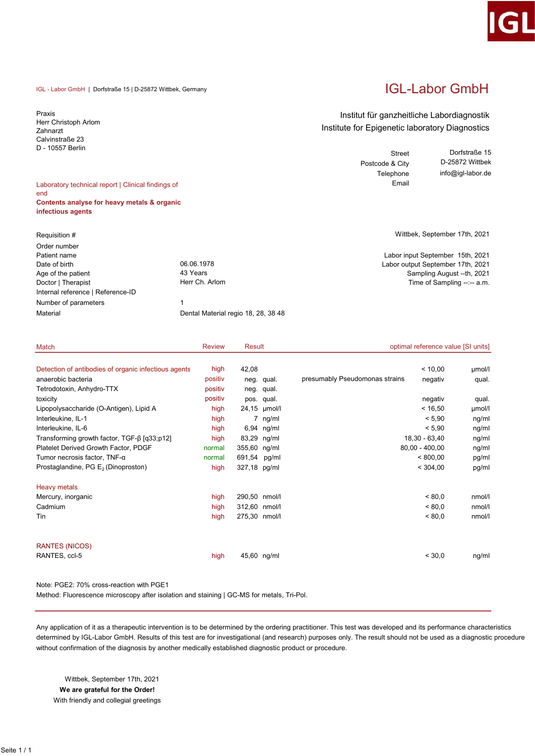IGL - Labor GmbH | Dorfstraße 15 | D-25872 Wittbek, Germany

# IGL-Labor GmbH

Praxis
Herr Christoph Arlom
Zahnarzt
Calvinstraße 23
D - 10557 Berlin

Institut für ganzheitliche Labordiagnostik
Institute for Epigenetic laboratory Diagnostics

| | |
|---|---|
| Street | Dorfstraße 15 |
| Postcode & City | D-25872 Wittbek |
| Telephone | info@igl-labor.de |
| Email | |

Laboratory technical report | Clinical findings of end

**Contents analyse for heavy metals & organic infectious agents**

| | |
|---|---|
| Requisition # | |
| Order number | |
| Patient name | |
| Date of birth | 06.06.1978 |
| Age of the patient | 43 Years |
| Doctor \| Therapist | Herr Ch. Arlom |
| Internal reference \| Reference-ID | |
| Number of parameters | 1 |
| Material | Dental Material regio 18, 28, 38 48 |

Wittbek, September 17th, 2021

Labor input September 15th, 2021
Labor output September 17th, 2021
Sampling August --th, 2021
Time of Sampling --:-- a.m.

| Match | Review | Result | | | optimal reference value [SI units] | |
|---|---|---|---|---|---|---|
| Detection of antibodies of organic infectious agents | high | 42,08 | | | < 10,00 | µmol/l |
| anaerobic bacteria | positiv | neg. | qual. | presumably Pseudomonas strains | negativ | qual. |
| Tetrodotoxin, Anhydro-TTX | positiv | neg. | qual. | | | |
| toxicity | positiv | pos. | qual. | | negativ | qual. |
| Lipopolysaccharide (O-Antigen), Lipid A | high | 24,15 | µmol/l | | < 16,50 | µmol/l |
| Interleukine, IL-1 | high | 7 | ng/ml | | < 5,90 | ng/ml |
| Interleukine, IL-6 | high | 6,94 | ng/ml | | < 5,90 | ng/ml |
| Transforming growth factor, TGF-β [q33;p12] | high | 83,29 | ng/ml | | 18,30 - 63,40 | ng/ml |
| Platelet Derived Growth Factor, PDGF | normal | 355,60 | ng/ml | | 80,00 - 400,00 | ng/ml |
| Tumor necrosis factor, TNF-α | normal | 691,54 | pg/ml | | < 800,00 | pg/ml |
| Prostaglandine, PG $E_2$ (Dinoproston) | high | 327,18 | pg/ml | | < 304,00 | pg/ml |
| **Heavy metals** | | | | | | |
| Mercury, inorganic | high | 290,50 | nmol/l | | < 80,0 | nmol/l |
| Cadmium | high | 312,60 | nmol/l | | < 80,0 | nmol/l |
| Tin | high | 275,30 | nmol/l | | < 80,0 | nmol/l |
| **RANTES (NICOS)** | | | | | | |
| RANTES, ccl-5 | high | 45,60 | ng/ml | | < 30,0 | ng/ml |

Note: PGE2: 70% cross-reaction with PGE1
Method: Fluorescence microscopy after isolation and staining | GC-MS for metals, Tri-Pol.

Any application of it as a therapeutic intervention is to be determined by the ordering practitioner. This test was developed and its performance characteristics determined by IGL-Labor GmbH. Results of this test are for investigational (and research) purposes only. The result should not be used as a diagnostic procedure without confirmation of the diagnosis by another medically established diagnostic product or procedure.

Wittbek, September 17th, 2021
**We are grateful for the Order!**
With friendly and collegial greetings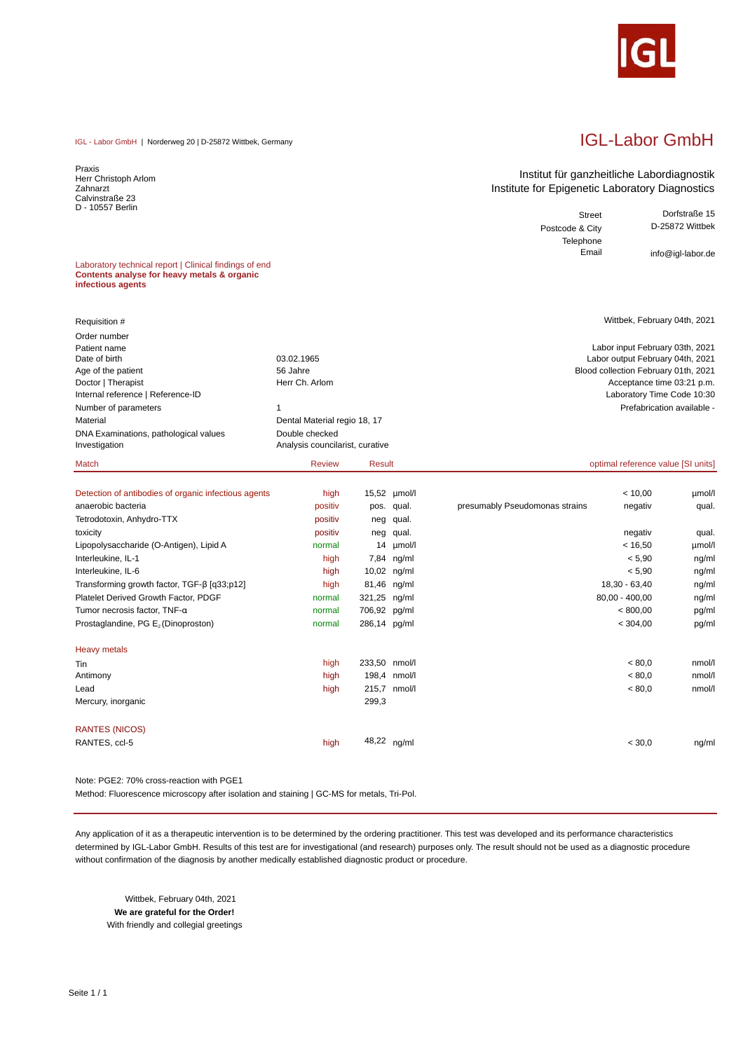IGL

IGL - Labor GmbH | Norderweg 20 | D-25872 Wittbek, Germany

# IGL-Labor GmbH

Praxis
Herr Christoph Arlom
Zahnarzt
Calvinstraße 23
D - 10557 Berlin

Institut für ganzheitliche Labordiagnostik
Institute for Epigenetic Laboratory Diagnostics

| | |
|---|---|
| Street | Dorfstraße 15 |
| Postcode & City | D-25872 Wittbek |
| Telephone | |
| Email | info@igl-labor.de |

Laboratory technical report | Clinical findings of end
**Contents analyse for heavy metals & organic infectious agents**

| | | |
|---|---|---|
| Requisition # | | Wittbek, February 04th, 2021 |
| Order number | | |
| Patient name | | Labor input February 03th, 2021 |
| Date of birth | 03.02.1965 | Labor output February 04th, 2021 |
| Age of the patient | 56 Jahre | Blood collection February 01th, 2021 |
| Doctor \| Therapist | Herr Ch. Arlom | Acceptance time 03:21 p.m. |
| Internal reference \| Reference-ID | | Laboratory Time Code 10:30 |
| Number of parameters | 1 | Prefabrication available - |
| Material | Dental Material regio 18, 17 | |
| DNA Examinations, pathological values | Double checked | |
| Investigation | Analysis councilarist, curative | |

| Match | Review | Result | | | optimal reference value [SI units] | |
|---|---|---|---|---|---|---|
| Detection of antibodies of organic infectious agents | high | 15,52 | µmol/l | | < 10,00 | µmol/l |
| anaerobic bacteria | positiv | pos. | qual. | presumably Pseudomonas strains | negativ | qual. |
| Tetrodotoxin, Anhydro-TTX | positiv | neg | qual. | | | |
| toxicity | positiv | neg | qual. | | negativ | qual. |
| Lipopolysaccharide (O-Antigen), Lipid A | normal | 14 | µmol/l | | < 16,50 | µmol/l |
| Interleukine, IL-1 | high | 7,84 | ng/ml | | < 5,90 | ng/ml |
| Interleukine, IL-6 | high | 10,02 | ng/ml | | < 5,90 | ng/ml |
| Transforming growth factor, TGF-β [q33;p12] | high | 81,46 | ng/ml | | 18,30 - 63,40 | ng/ml |
| Platelet Derived Growth Factor, PDGF | normal | 321,25 | ng/ml | | 80,00 - 400,00 | ng/ml |
| Tumor necrosis factor, TNF-α | normal | 706,92 | pg/ml | | < 800,00 | pg/ml |
| Prostaglandine, PG $E_2$ (Dinoproston) | normal | 286,14 | pg/ml | | < 304,00 | pg/ml |
| **Heavy metals** | | | | | | |
| Tin | high | 233,50 | nmol/l | | < 80,0 | nmol/l |
| Antimony | high | 198,4 | nmol/l | | < 80,0 | nmol/l |
| Lead | high | 215,7 | nmol/l | | < 80,0 | nmol/l |
| Mercury, inorganic | | 299,3 | | | | |
| **RANTES (NICOS)** | | | | | | |
| RANTES, ccl-5 | high | 48,22 | ng/ml | | < 30,0 | ng/ml |

Note: PGE2: 70% cross-reaction with PGE1
Method: Fluorescence microscopy after isolation and staining | GC-MS for metals, Tri-Pol.

Any application of it as a therapeutic intervention is to be determined by the ordering practitioner. This test was developed and its performance characteristics determined by IGL-Labor GmbH. Results of this test are for investigational (and research) purposes only. The result should not be used as a diagnostic procedure without confirmation of the diagnosis by another medically established diagnostic product or procedure.

Wittbek, February 04th, 2021
**We are grateful for the Order!**
With friendly and collegial greetings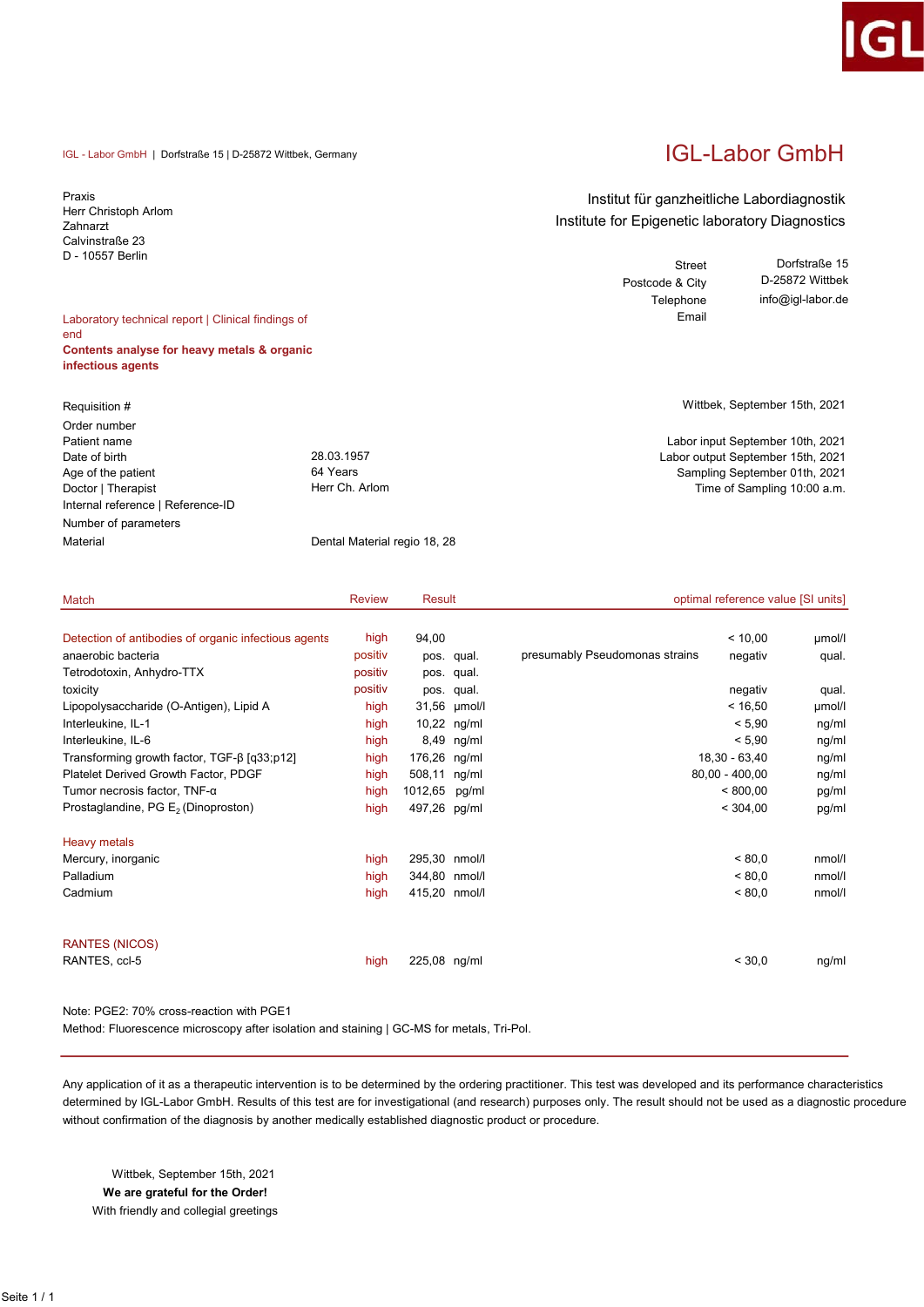IGL - Labor GmbH | Dorfstraße 15 | D-25872 Wittbek, Germany

# IGL-Labor GmbH

Praxis
Herr Christoph Arlom
Zahnarzt
Calvinstraße 23
D - 10557 Berlin

Institut für ganzheitliche Labordiagnostik
Institute for Epigenetic laboratory Diagnostics

| | |
|---|---|
| Street | Dorfstraße 15 |
| Postcode & City | D-25872 Wittbek |
| Telephone | info@igl-labor.de |
| Email | |

Laboratory technical report | Clinical findings of end

**Contents analyse for heavy metals & organic infectious agents**

| | | |
|---|---|---|
| Requisition # | | Wittbek, September 15th, 2021 |
| Order number | | |
| Patient name | | Labor input September 10th, 2021 |
| Date of birth | 28.03.1957 | Labor output September 15th, 2021 |
| Age of the patient | 64 Years | Sampling September 01th, 2021 |
| Doctor \| Therapist | Herr Ch. Arlom | Time of Sampling 10:00 a.m. |
| Internal reference \| Reference-ID | | |
| Number of parameters | | |
| Material | Dental Material regio 18, 28 | |

| Match | Review | Result | | | optimal reference value [SI units] | |
|---|---|---|---|---|---|---|
| Detection of antibodies of organic infectious agents | high | 94,00 | | | < 10,00 | µmol/l |
| anaerobic bacteria | positiv | pos. | qual. | presumably Pseudomonas strains | negativ | qual. |
| Tetrodotoxin, Anhydro-TTX | positiv | pos. | qual. | | | |
| toxicity | positiv | pos. | qual. | | negativ | qual. |
| Lipopolysaccharide (O-Antigen), Lipid A | high | 31,56 | µmol/l | | < 16,50 | µmol/l |
| Interleukine, IL-1 | high | 10,22 | ng/ml | | < 5,90 | ng/ml |
| Interleukine, IL-6 | high | 8,49 | ng/ml | | < 5,90 | ng/ml |
| Transforming growth factor, TGF-β [q33;p12] | high | 176,26 | ng/ml | | 18,30 - 63,40 | ng/ml |
| Platelet Derived Growth Factor, PDGF | high | 508,11 | ng/ml | | 80,00 - 400,00 | ng/ml |
| Tumor necrosis factor, TNF-α | high | 1012,65 | pg/ml | | < 800,00 | pg/ml |
| Prostaglandine, PG $E_2$ (Dinoproston) | high | 497,26 | pg/ml | | < 304,00 | pg/ml |
| **Heavy metals** | | | | | | |
| Mercury, inorganic | high | 295,30 | nmol/l | | < 80,0 | nmol/l |
| Palladium | high | 344,80 | nmol/l | | < 80,0 | nmol/l |
| Cadmium | high | 415,20 | nmol/l | | < 80,0 | nmol/l |
| **RANTES (NICOS)** | | | | | | |
| RANTES, ccl-5 | high | 225,08 | ng/ml | | < 30,0 | ng/ml |

Note: PGE2: 70% cross-reaction with PGE1
Method: Fluorescence microscopy after isolation and staining | GC-MS for metals, Tri-Pol.

Any application of it as a therapeutic intervention is to be determined by the ordering practitioner. This test was developed and its performance characteristics determined by IGL-Labor GmbH. Results of this test are for investigational (and research) purposes only. The result should not be used as a diagnostic procedure without confirmation of the diagnosis by another medically established diagnostic product or procedure.

Wittbek, September 15th, 2021
**We are grateful for the Order!**
With friendly and collegial greetings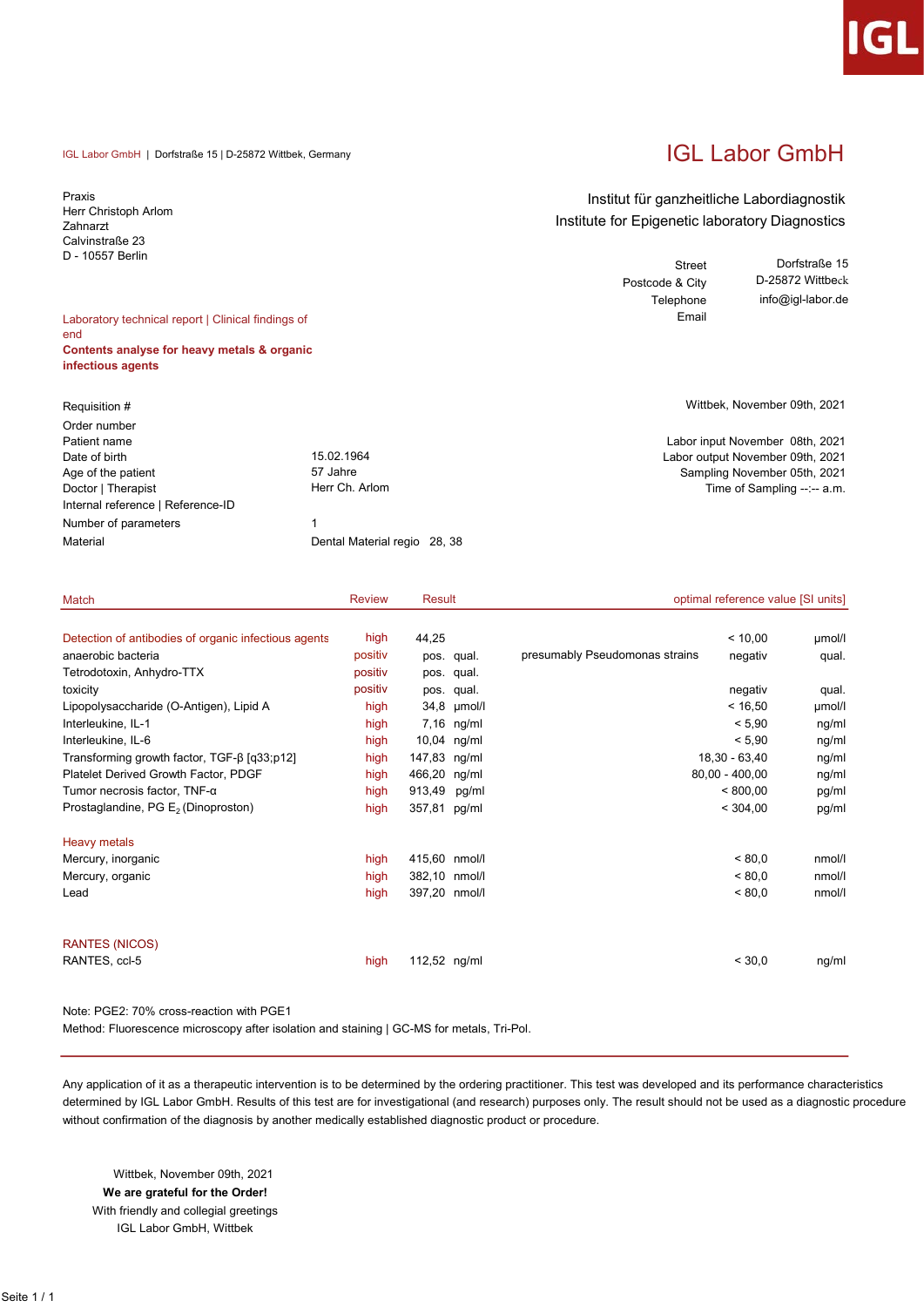IGL

IGL Labor GmbH | Dorfstraße 15 | D-25872 Wittbek, Germany

# IGL Labor GmbH

Praxis
Herr Christoph Arlom
Zahnarzt
Calvinstraße 23
D - 10557 Berlin

Institut für ganzheitliche Labordiagnostik
Institute for Epigenetic laboratory Diagnostics

| | |
|---|---|
| Street | Dorfstraße 15 |
| Postcode & City | D-25872 Wittbeck |
| Telephone | info@igl-labor.de |
| Email | |

Laboratory technical report | Clinical findings of end

**Contents analyse for heavy metals & organic infectious agents**

Wittbek, November 09th, 2021

| | |
|---|---|
| Requisition # | |
| Order number | |
| Patient name | |
| Date of birth | 15.02.1964 |
| Age of the patient | 57 Jahre |
| Doctor \| Therapist | Herr Ch. Arlom |
| Internal reference \| Reference-ID | |
| Number of parameters | 1 |
| Material | Dental Material regio 28, 38 |

Labor input November 08th, 2021
Labor output November 09th, 2021
Sampling November 05th, 2021
Time of Sampling --:-- a.m.

| Match | Review | Result | | | optimal reference value [SI units] | |
|---|---|---|---|---|---|---|
| Detection of antibodies of organic infectious agents | high | 44,25 | | | < 10,00 | µmol/l |
| anaerobic bacteria | positiv | pos. | qual. | presumably Pseudomonas strains | negativ | qual. |
| Tetrodotoxin, Anhydro-TTX | positiv | pos. | qual. | | | |
| toxicity | positiv | pos. | qual. | | negativ | qual. |
| Lipopolysaccharide (O-Antigen), Lipid A | high | 34,8 | µmol/l | | < 16,50 | µmol/l |
| Interleukine, IL-1 | high | 7,16 | ng/ml | | < 5,90 | ng/ml |
| Interleukine, IL-6 | high | 10,04 | ng/ml | | < 5,90 | ng/ml |
| Transforming growth factor, TGF-β [q33;p12] | high | 147,83 | ng/ml | | 18,30 - 63,40 | ng/ml |
| Platelet Derived Growth Factor, PDGF | high | 466,20 | ng/ml | | 80,00 - 400,00 | ng/ml |
| Tumor necrosis factor, TNF-α | high | 913,49 | pg/ml | | < 800,00 | pg/ml |
| Prostaglandine, PG $E_2$ (Dinoproston) | high | 357,81 | pg/ml | | < 304,00 | pg/ml |
| **Heavy metals** | | | | | | |
| Mercury, inorganic | high | 415,60 | nmol/l | | < 80,0 | nmol/l |
| Mercury, organic | high | 382,10 | nmol/l | | < 80,0 | nmol/l |
| Lead | high | 397,20 | nmol/l | | < 80,0 | nmol/l |
| **RANTES (NICOS)** | | | | | | |
| RANTES, ccl-5 | high | 112,52 | ng/ml | | < 30,0 | ng/ml |

Note: PGE2: 70% cross-reaction with PGE1
Method: Fluorescence microscopy after isolation and staining | GC-MS for metals, Tri-Pol.

Any application of it as a therapeutic intervention is to be determined by the ordering practitioner. This test was developed and its performance characteristics determined by IGL Labor GmbH. Results of this test are for investigational (and research) purposes only. The result should not be used as a diagnostic procedure without confirmation of the diagnosis by another medically established diagnostic product or procedure.

Wittbek, November 09th, 2021
**We are grateful for the Order!**
With friendly and collegial greetings
IGL Labor GmbH, Wittbek